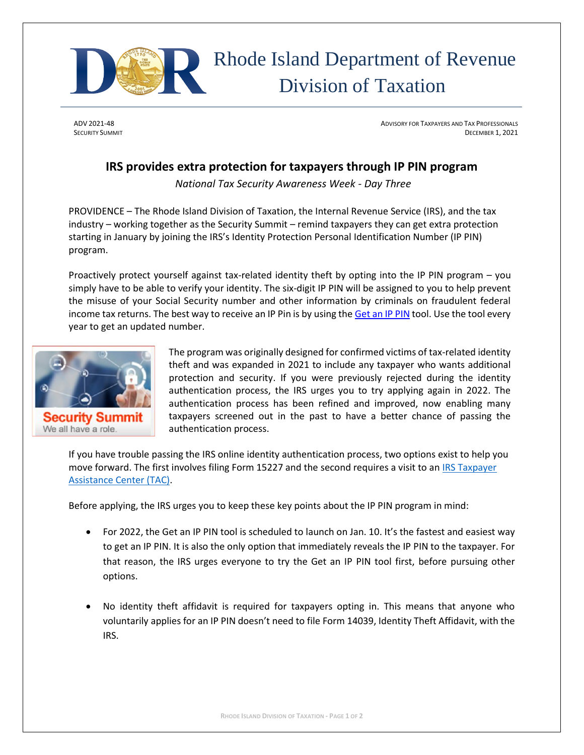# Rhode Island Department of Revenue
## Division of Taxation

ADV 2021-48
SECURITY SUMMIT

ADVISORY FOR TAXPAYERS AND TAX PROFESSIONALS
DECEMBER 1, 2021

## IRS provides extra protection for taxpayers through IP PIN program

*National Tax Security Awareness Week - Day Three*

PROVIDENCE – The Rhode Island Division of Taxation, the Internal Revenue Service (IRS), and the tax industry – working together as the Security Summit – remind taxpayers they can get extra protection starting in January by joining the IRS's Identity Protection Personal Identification Number (IP PIN) program.

Proactively protect yourself against tax-related identity theft by opting into the IP PIN program – you simply have to be able to verify your identity. The six-digit IP PIN will be assigned to you to help prevent the misuse of your Social Security number and other information by criminals on fraudulent federal income tax returns. The best way to receive an IP Pin is by using the Get an IP PIN tool. Use the tool every year to get an updated number.

Security Summit
We all have a role.

The program was originally designed for confirmed victims of tax-related identity theft and was expanded in 2021 to include any taxpayer who wants additional protection and security. If you were previously rejected during the identity authentication process, the IRS urges you to try applying again in 2022. The authentication process has been refined and improved, now enabling many taxpayers screened out in the past to have a better chance of passing the authentication process.

If you have trouble passing the IRS online identity authentication process, two options exist to help you move forward. The first involves filing Form 15227 and the second requires a visit to an IRS Taxpayer Assistance Center (TAC).

Before applying, the IRS urges you to keep these key points about the IP PIN program in mind:

- For 2022, the Get an IP PIN tool is scheduled to launch on Jan. 10. It's the fastest and easiest way to get an IP PIN. It is also the only option that immediately reveals the IP PIN to the taxpayer. For that reason, the IRS urges everyone to try the Get an IP PIN tool first, before pursuing other options.

- No identity theft affidavit is required for taxpayers opting in. This means that anyone who voluntarily applies for an IP PIN doesn't need to file Form 14039, Identity Theft Affidavit, with the IRS.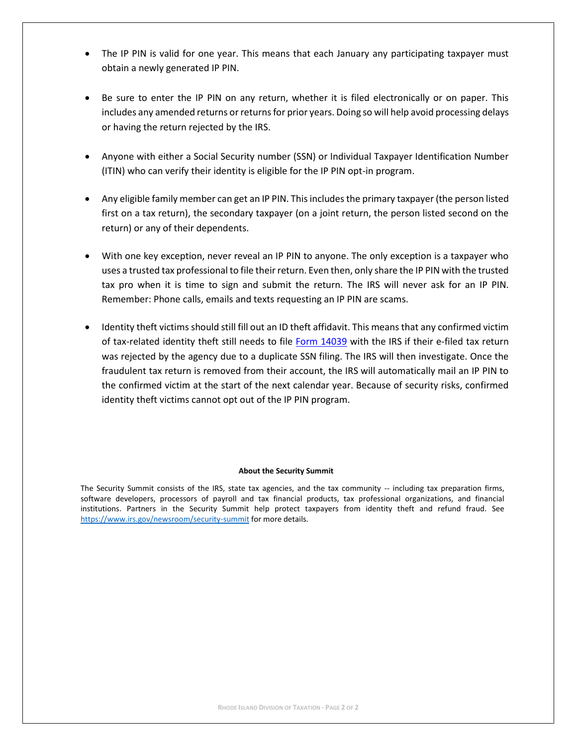- The IP PIN is valid for one year. This means that each January any participating taxpayer must obtain a newly generated IP PIN.

- Be sure to enter the IP PIN on any return, whether it is filed electronically or on paper. This includes any amended returns or returns for prior years. Doing so will help avoid processing delays or having the return rejected by the IRS.

- Anyone with either a Social Security number (SSN) or Individual Taxpayer Identification Number (ITIN) who can verify their identity is eligible for the IP PIN opt-in program.

- Any eligible family member can get an IP PIN. This includes the primary taxpayer (the person listed first on a tax return), the secondary taxpayer (on a joint return, the person listed second on the return) or any of their dependents.

- With one key exception, never reveal an IP PIN to anyone. The only exception is a taxpayer who uses a trusted tax professional to file their return. Even then, only share the IP PIN with the trusted tax pro when it is time to sign and submit the return. The IRS will never ask for an IP PIN. Remember: Phone calls, emails and texts requesting an IP PIN are scams.

- Identity theft victims should still fill out an ID theft affidavit. This means that any confirmed victim of tax-related identity theft still needs to file Form 14039 with the IRS if their e-filed tax return was rejected by the agency due to a duplicate SSN filing. The IRS will then investigate. Once the fraudulent tax return is removed from their account, the IRS will automatically mail an IP PIN to the confirmed victim at the start of the next calendar year. Because of security risks, confirmed identity theft victims cannot opt out of the IP PIN program.

**About the Security Summit**

The Security Summit consists of the IRS, state tax agencies, and the tax community -- including tax preparation firms, software developers, processors of payroll and tax financial products, tax professional organizations, and financial institutions. Partners in the Security Summit help protect taxpayers from identity theft and refund fraud. See https://www.irs.gov/newsroom/security-summit for more details.